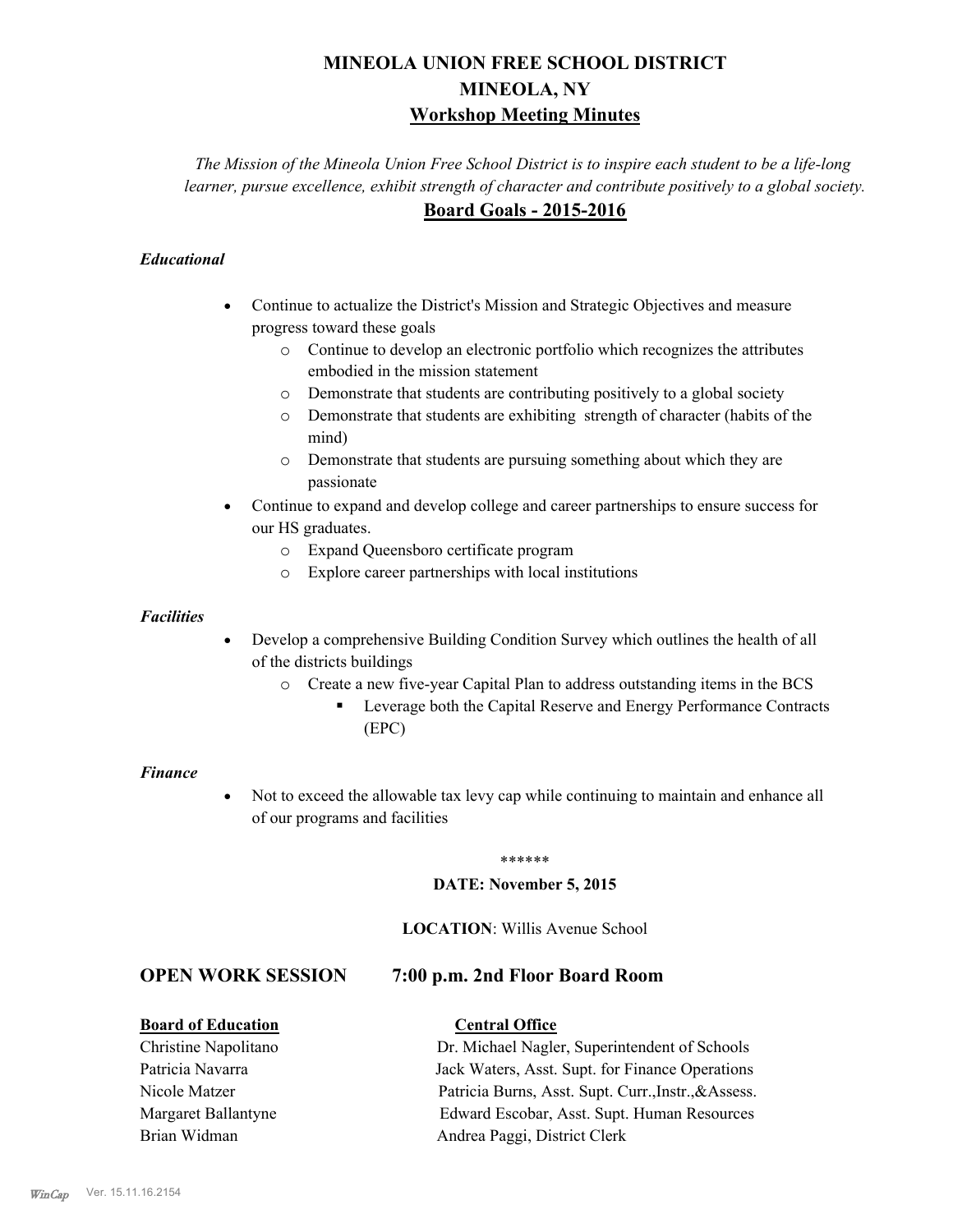# MINEOLA UNION FREE SCHOOL DISTRICT
# MINEOLA, NY
## Workshop Meeting Minutes

*The Mission of the Mineola Union Free School District is to inspire each student to be a life-long learner, pursue excellence, exhibit strength of character and contribute positively to a global society.*

## Board Goals - 2015-2016

### *Educational*

- Continue to actualize the District's Mission and Strategic Objectives and measure progress toward these goals
  - Continue to develop an electronic portfolio which recognizes the attributes embodied in the mission statement
  - Demonstrate that students are contributing positively to a global society
  - Demonstrate that students are exhibiting strength of character (habits of the mind)
  - Demonstrate that students are pursuing something about which they are passionate
- Continue to expand and develop college and career partnerships to ensure success for our HS graduates.
  - Expand Queensboro certificate program
  - Explore career partnerships with local institutions

### *Facilities*

- Develop a comprehensive Building Condition Survey which outlines the health of all of the districts buildings
  - Create a new five-year Capital Plan to address outstanding items in the BCS
    - Leverage both the Capital Reserve and Energy Performance Contracts (EPC)

### *Finance*

- Not to exceed the allowable tax levy cap while continuing to maintain and enhance all of our programs and facilities

******

**DATE: November 5, 2015**

**LOCATION**: Willis Avenue School

## OPEN WORK SESSION 7:00 p.m. 2nd Floor Board Room

| **Board of Education** | **Central Office** |
|---|---|
| Christine Napolitano | Dr. Michael Nagler, Superintendent of Schools |
| Patricia Navarra | Jack Waters, Asst. Supt. for Finance Operations |
| Nicole Matzer | Patricia Burns, Asst. Supt. Curr.,Instr.,&Assess. |
| Margaret Ballantyne | Edward Escobar, Asst. Supt. Human Resources |
| Brian Widman | Andrea Paggi, District Clerk |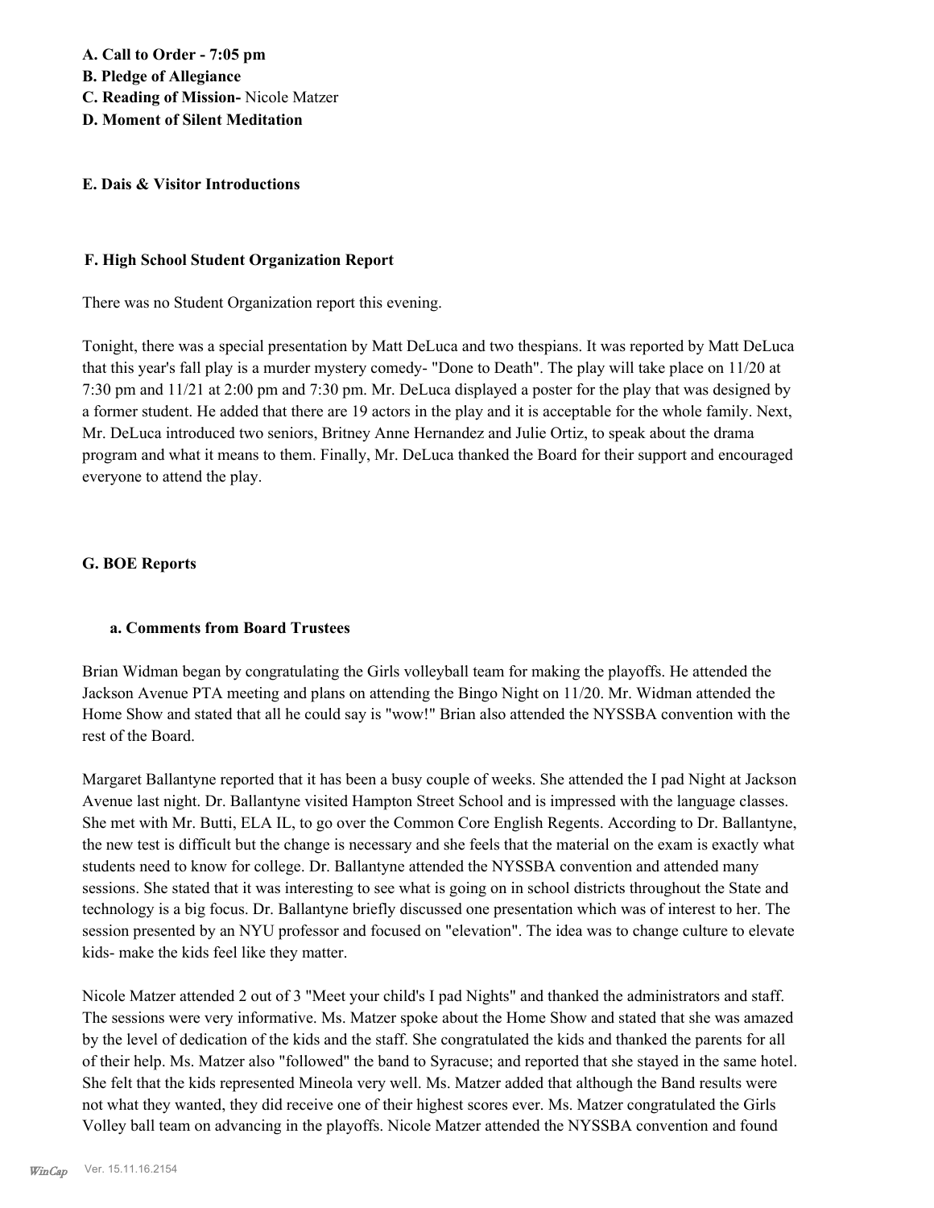**A. Call to Order - 7:05 pm**
**B. Pledge of Allegiance**
**C. Reading of Mission-** Nicole Matzer
**D. Moment of Silent Meditation**

**E. Dais & Visitor Introductions**

**F. High School Student Organization Report**

There was no Student Organization report this evening.

Tonight, there was a special presentation by Matt DeLuca and two thespians. It was reported by Matt DeLuca that this year's fall play is a murder mystery comedy- "Done to Death". The play will take place on 11/20 at 7:30 pm and 11/21 at 2:00 pm and 7:30 pm. Mr. DeLuca displayed a poster for the play that was designed by a former student. He added that there are 19 actors in the play and it is acceptable for the whole family. Next, Mr. DeLuca introduced two seniors, Britney Anne Hernandez and Julie Ortiz, to speak about the drama program and what it means to them. Finally, Mr. DeLuca thanked the Board for their support and encouraged everyone to attend the play.

**G. BOE Reports**

**a. Comments from Board Trustees**

Brian Widman began by congratulating the Girls volleyball team for making the playoffs. He attended the Jackson Avenue PTA meeting and plans on attending the Bingo Night on 11/20. Mr. Widman attended the Home Show and stated that all he could say is "wow!" Brian also attended the NYSSBA convention with the rest of the Board.

Margaret Ballantyne reported that it has been a busy couple of weeks. She attended the I pad Night at Jackson Avenue last night. Dr. Ballantyne visited Hampton Street School and is impressed with the language classes. She met with Mr. Butti, ELA IL, to go over the Common Core English Regents. According to Dr. Ballantyne, the new test is difficult but the change is necessary and she feels that the material on the exam is exactly what students need to know for college. Dr. Ballantyne attended the NYSSBA convention and attended many sessions. She stated that it was interesting to see what is going on in school districts throughout the State and technology is a big focus. Dr. Ballantyne briefly discussed one presentation which was of interest to her. The session presented by an NYU professor and focused on "elevation". The idea was to change culture to elevate kids- make the kids feel like they matter.

Nicole Matzer attended 2 out of 3 "Meet your child's I pad Nights" and thanked the administrators and staff. The sessions were very informative. Ms. Matzer spoke about the Home Show and stated that she was amazed by the level of dedication of the kids and the staff. She congratulated the kids and thanked the parents for all of their help. Ms. Matzer also "followed" the band to Syracuse; and reported that she stayed in the same hotel. She felt that the kids represented Mineola very well. Ms. Matzer added that although the Band results were not what they wanted, they did receive one of their highest scores ever. Ms. Matzer congratulated the Girls Volley ball team on advancing in the playoffs. Nicole Matzer attended the NYSSBA convention and found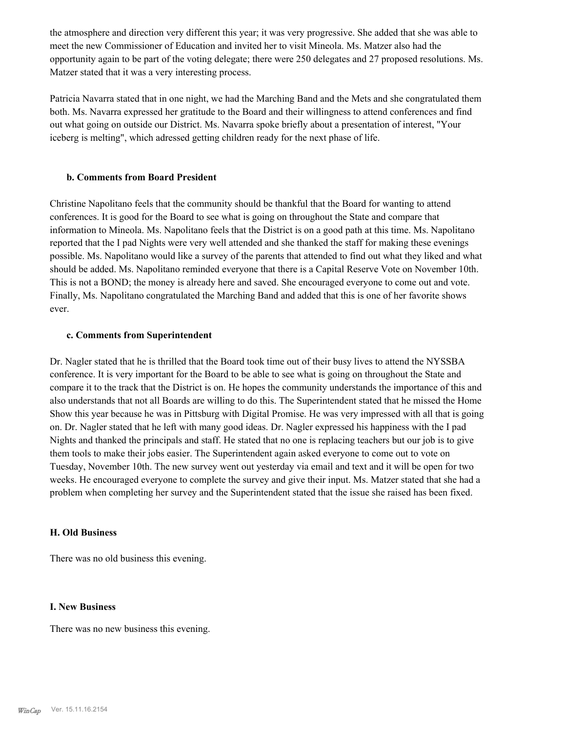the atmosphere and direction very different this year; it was very progressive. She added that she was able to meet the new Commissioner of Education and invited her to visit Mineola. Ms. Matzer also had the opportunity again to be part of the voting delegate; there were 250 delegates and 27 proposed resolutions. Ms. Matzer stated that it was a very interesting process.

Patricia Navarra stated that in one night, we had the Marching Band and the Mets and she congratulated them both. Ms. Navarra expressed her gratitude to the Board and their willingness to attend conferences and find out what going on outside our District. Ms. Navarra spoke briefly about a presentation of interest, "Your iceberg is melting", which adressed getting children ready for the next phase of life.

### b. Comments from Board President

Christine Napolitano feels that the community should be thankful that the Board for wanting to attend conferences. It is good for the Board to see what is going on throughout the State and compare that information to Mineola. Ms. Napolitano feels that the District is on a good path at this time. Ms. Napolitano reported that the I pad Nights were very well attended and she thanked the staff for making these evenings possible. Ms. Napolitano would like a survey of the parents that attended to find out what they liked and what should be added. Ms. Napolitano reminded everyone that there is a Capital Reserve Vote on November 10th. This is not a BOND; the money is already here and saved. She encouraged everyone to come out and vote. Finally, Ms. Napolitano congratulated the Marching Band and added that this is one of her favorite shows ever.

### c. Comments from Superintendent

Dr. Nagler stated that he is thrilled that the Board took time out of their busy lives to attend the NYSSBA conference. It is very important for the Board to be able to see what is going on throughout the State and compare it to the track that the District is on. He hopes the community understands the importance of this and also understands that not all Boards are willing to do this. The Superintendent stated that he missed the Home Show this year because he was in Pittsburg with Digital Promise. He was very impressed with all that is going on. Dr. Nagler stated that he left with many good ideas. Dr. Nagler expressed his happiness with the I pad Nights and thanked the principals and staff. He stated that no one is replacing teachers but our job is to give them tools to make their jobs easier. The Superintendent again asked everyone to come out to vote on Tuesday, November 10th. The new survey went out yesterday via email and text and it will be open for two weeks. He encouraged everyone to complete the survey and give their input. Ms. Matzer stated that she had a problem when completing her survey and the Superintendent stated that the issue she raised has been fixed.

## H. Old Business

There was no old business this evening.

## I. New Business

There was no new business this evening.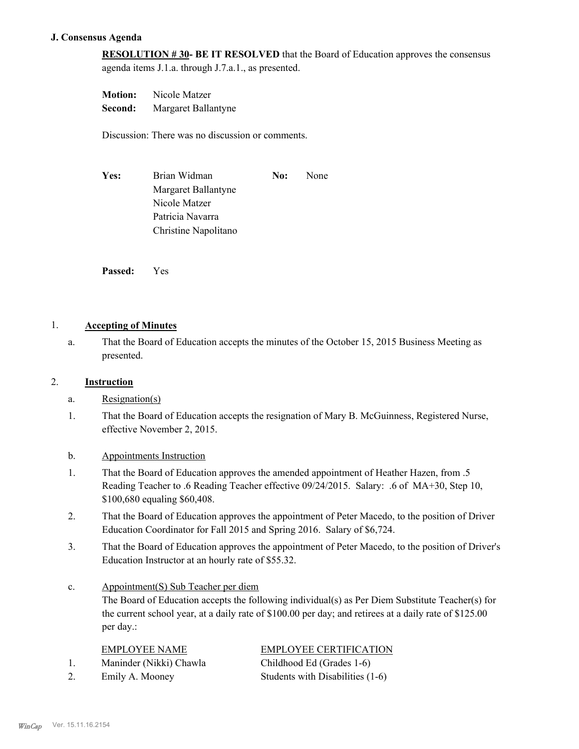**J. Consensus Agenda**

**RESOLUTION # 30- BE IT RESOLVED** that the Board of Education approves the consensus agenda items J.1.a. through J.7.a.1., as presented.

**Motion:** Nicole Matzer
**Second:** Margaret Ballantyne

Discussion: There was no discussion or comments.

| **Yes:** | Brian Widman | **No:** | None |
|---|---|---|---|
| | Margaret Ballantyne | | |
| | Nicole Matzer | | |
| | Patricia Navarra | | |
| | Christine Napolitano | | |

**Passed:** Yes

1. **Accepting of Minutes**

   a. That the Board of Education accepts the minutes of the October 15, 2015 Business Meeting as presented.

2. **Instruction**

   a. Resignation(s)

   1. That the Board of Education accepts the resignation of Mary B. McGuinness, Registered Nurse, effective November 2, 2015.

   b. Appointments Instruction

   1. That the Board of Education approves the amended appointment of Heather Hazen, from .5 Reading Teacher to .6 Reading Teacher effective 09/24/2015. Salary: .6 of MA+30, Step 10, $100,680 equaling $60,408.
   2. That the Board of Education approves the appointment of Peter Macedo, to the position of Driver Education Coordinator for Fall 2015 and Spring 2016. Salary of $6,724.
   3. That the Board of Education approves the appointment of Peter Macedo, to the position of Driver's Education Instructor at an hourly rate of $55.32.

   c. Appointment(S) Sub Teacher per diem

   The Board of Education accepts the following individual(s) as Per Diem Substitute Teacher(s) for the current school year, at a daily rate of $100.00 per day; and retirees at a daily rate of $125.00 per day.:

| | EMPLOYEE NAME | EMPLOYEE CERTIFICATION |
|---|---|---|
| 1. | Maninder (Nikki) Chawla | Childhood Ed (Grades 1-6) |
| 2. | Emily A. Mooney | Students with Disabilities (1-6) |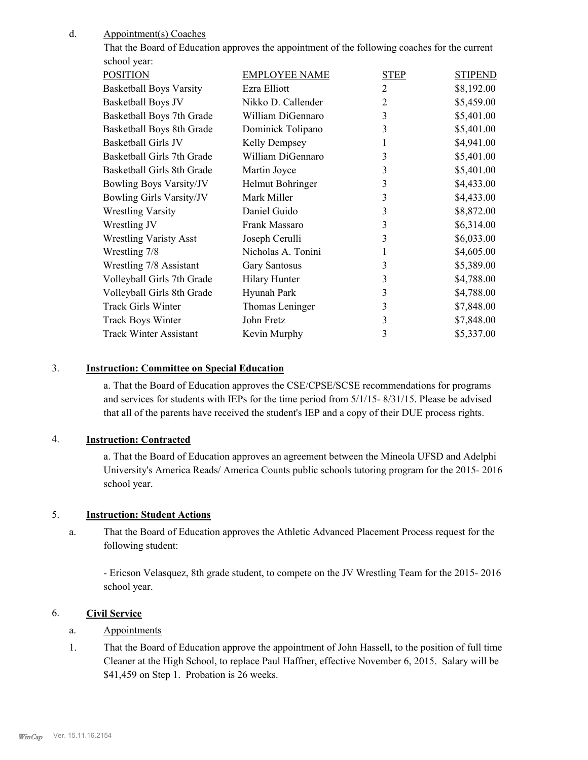d. Appointment(s) Coaches

That the Board of Education approves the appointment of the following coaches for the current school year:

| POSITION | EMPLOYEE NAME | STEP | STIPEND |
|---|---|---|---|
| Basketball Boys Varsity | Ezra Elliott | 2 | $8,192.00 |
| Basketball Boys JV | Nikko D. Callender | 2 | $5,459.00 |
| Basketball Boys 7th Grade | William DiGennaro | 3 | $5,401.00 |
| Basketball Boys 8th Grade | Dominick Tolipano | 3 | $5,401.00 |
| Basketball Girls JV | Kelly Dempsey | 1 | $4,941.00 |
| Basketball Girls 7th Grade | William DiGennaro | 3 | $5,401.00 |
| Basketball Girls 8th Grade | Martin Joyce | 3 | $5,401.00 |
| Bowling Boys Varsity/JV | Helmut Bohringer | 3 | $4,433.00 |
| Bowling Girls Varsity/JV | Mark Miller | 3 | $4,433.00 |
| Wrestling Varsity | Daniel Guido | 3 | $8,872.00 |
| Wrestling JV | Frank Massaro | 3 | $6,314.00 |
| Wrestling Varisty Asst | Joseph Cerulli | 3 | $6,033.00 |
| Wrestling 7/8 | Nicholas A. Tonini | 1 | $4,605.00 |
| Wrestling 7/8 Assistant | Gary Santosus | 3 | $5,389.00 |
| Volleyball Girls 7th Grade | Hilary Hunter | 3 | $4,788.00 |
| Volleyball Girls 8th Grade | Hyunah Park | 3 | $4,788.00 |
| Track Girls Winter | Thomas Leninger | 3 | $7,848.00 |
| Track Boys Winter | John Fretz | 3 | $7,848.00 |
| Track Winter Assistant | Kevin Murphy | 3 | $5,337.00 |

3. **Instruction: Committee on Special Education**

a. That the Board of Education approves the CSE/CPSE/SCSE recommendations for programs and services for students with IEPs for the time period from 5/1/15- 8/31/15. Please be advised that all of the parents have received the student's IEP and a copy of their DUE process rights.

4. **Instruction: Contracted**

a. That the Board of Education approves an agreement between the Mineola UFSD and Adelphi University's America Reads/ America Counts public schools tutoring program for the 2015- 2016 school year.

5. **Instruction: Student Actions**

a. That the Board of Education approves the Athletic Advanced Placement Process request for the following student:

- Ericson Velasquez, 8th grade student, to compete on the JV Wrestling Team for the 2015- 2016 school year.

6. **Civil Service**

a. Appointments

1. That the Board of Education approve the appointment of John Hassell, to the position of full time Cleaner at the High School, to replace Paul Haffner, effective November 6, 2015. Salary will be $41,459 on Step 1. Probation is 26 weeks.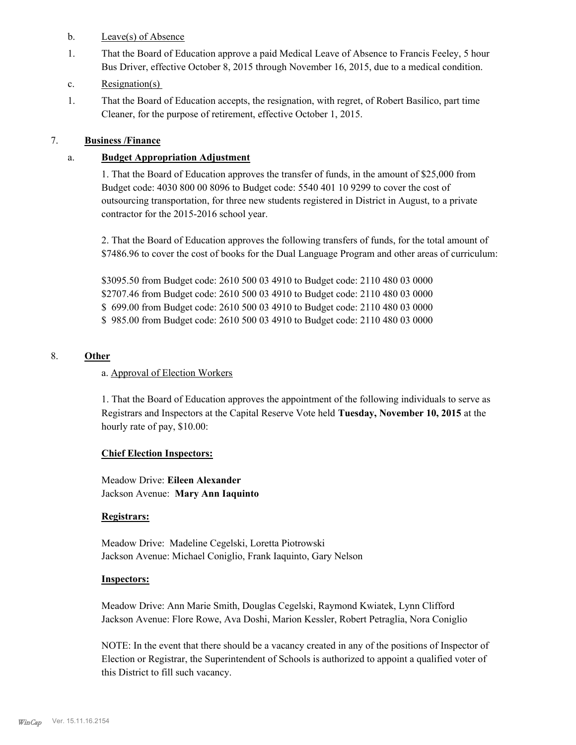b. Leave(s) of Absence

1. That the Board of Education approve a paid Medical Leave of Absence to Francis Feeley, 5 hour Bus Driver, effective October 8, 2015 through November 16, 2015, due to a medical condition.

c. Resignation(s)

1. That the Board of Education accepts, the resignation, with regret, of Robert Basilico, part time Cleaner, for the purpose of retirement, effective October 1, 2015.

7. **Business /Finance**

a. **Budget Appropriation Adjustment**

1. That the Board of Education approves the transfer of funds, in the amount of $25,000 from Budget code: 4030 800 00 8096 to Budget code: 5540 401 10 9299 to cover the cost of outsourcing transportation, for three new students registered in District in August, to a private contractor for the 2015-2016 school year.

2. That the Board of Education approves the following transfers of funds, for the total amount of $7486.96 to cover the cost of books for the Dual Language Program and other areas of curriculum:

$3095.50 from Budget code: 2610 500 03 4910 to Budget code: 2110 480 03 0000
$2707.46 from Budget code: 2610 500 03 4910 to Budget code: 2110 480 03 0000
$ 699.00 from Budget code: 2610 500 03 4910 to Budget code: 2110 480 03 0000
$ 985.00 from Budget code: 2610 500 03 4910 to Budget code: 2110 480 03 0000

8. **Other**

a. Approval of Election Workers

1. That the Board of Education approves the appointment of the following individuals to serve as Registrars and Inspectors at the Capital Reserve Vote held **Tuesday, November 10, 2015** at the hourly rate of pay, $10.00:

**Chief Election Inspectors:**

Meadow Drive: **Eileen Alexander**
Jackson Avenue: **Mary Ann Iaquinto**

**Registrars:**

Meadow Drive: Madeline Cegelski, Loretta Piotrowski
Jackson Avenue: Michael Coniglio, Frank Iaquinto, Gary Nelson

**Inspectors:**

Meadow Drive: Ann Marie Smith, Douglas Cegelski, Raymond Kwiatek, Lynn Clifford
Jackson Avenue: Flore Rowe, Ava Doshi, Marion Kessler, Robert Petraglia, Nora Coniglio

NOTE: In the event that there should be a vacancy created in any of the positions of Inspector of Election or Registrar, the Superintendent of Schools is authorized to appoint a qualified voter of this District to fill such vacancy.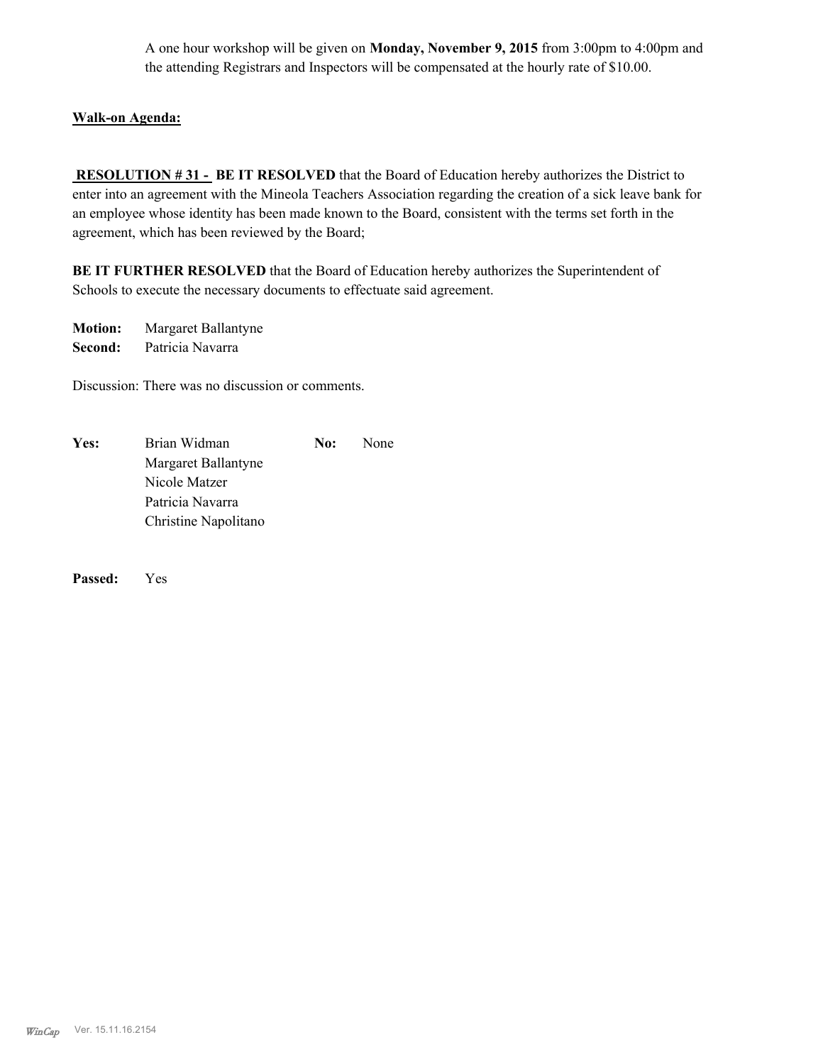A one hour workshop will be given on **Monday, November 9, 2015** from 3:00pm to 4:00pm and the attending Registrars and Inspectors will be compensated at the hourly rate of $10.00.

**Walk-on Agenda:**

**RESOLUTION # 31 - BE IT RESOLVED** that the Board of Education hereby authorizes the District to enter into an agreement with the Mineola Teachers Association regarding the creation of a sick leave bank for an employee whose identity has been made known to the Board, consistent with the terms set forth in the agreement, which has been reviewed by the Board;

**BE IT FURTHER RESOLVED** that the Board of Education hereby authorizes the Superintendent of Schools to execute the necessary documents to effectuate said agreement.

**Motion:** Margaret Ballantyne
**Second:** Patricia Navarra

Discussion: There was no discussion or comments.

| **Yes:** | Brian Widman | **No:** | None |
|---|---|---|---|
| | Margaret Ballantyne | | |
| | Nicole Matzer | | |
| | Patricia Navarra | | |
| | Christine Napolitano | | |

**Passed:** Yes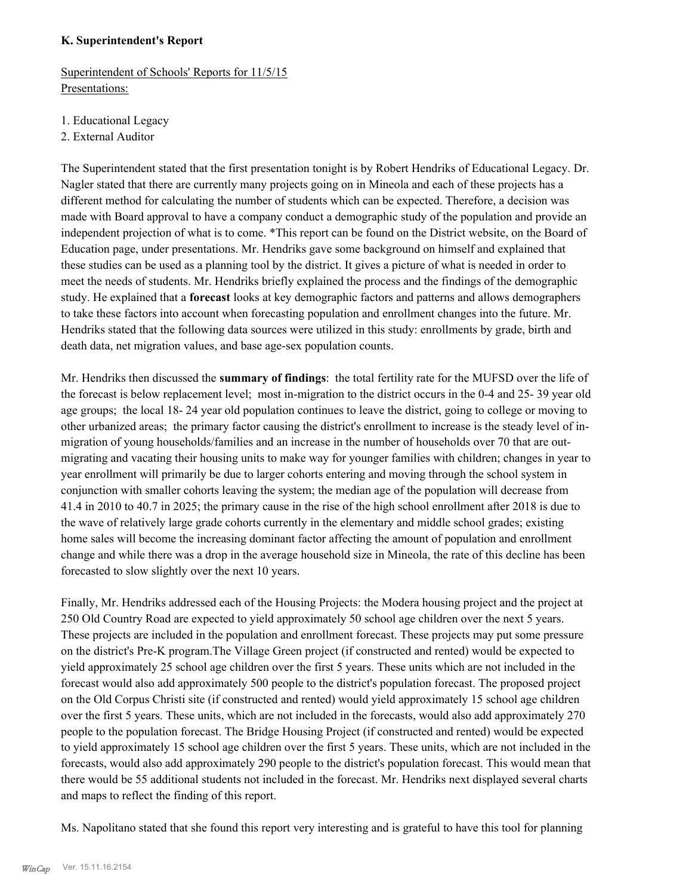**K. Superintendent's Report**

Superintendent of Schools' Reports for 11/5/15
Presentations:

1. Educational Legacy
2. External Auditor

The Superintendent stated that the first presentation tonight is by Robert Hendriks of Educational Legacy. Dr. Nagler stated that there are currently many projects going on in Mineola and each of these projects has a different method for calculating the number of students which can be expected. Therefore, a decision was made with Board approval to have a company conduct a demographic study of the population and provide an independent projection of what is to come. *This report can be found on the District website, on the Board of Education page, under presentations. Mr. Hendriks gave some background on himself and explained that these studies can be used as a planning tool by the district. It gives a picture of what is needed in order to meet the needs of students. Mr. Hendriks briefly explained the process and the findings of the demographic study. He explained that a **forecast** looks at key demographic factors and patterns and allows demographers to take these factors into account when forecasting population and enrollment changes into the future. Mr. Hendriks stated that the following data sources were utilized in this study: enrollments by grade, birth and death data, net migration values, and base age-sex population counts.

Mr. Hendriks then discussed the **summary of findings**: the total fertility rate for the MUFSD over the life of the forecast is below replacement level; most in-migration to the district occurs in the 0-4 and 25- 39 year old age groups; the local 18- 24 year old population continues to leave the district, going to college or moving to other urbanized areas; the primary factor causing the district's enrollment to increase is the steady level of in-migration of young households/families and an increase in the number of households over 70 that are out-migrating and vacating their housing units to make way for younger families with children; changes in year to year enrollment will primarily be due to larger cohorts entering and moving through the school system in conjunction with smaller cohorts leaving the system; the median age of the population will decrease from 41.4 in 2010 to 40.7 in 2025; the primary cause in the rise of the high school enrollment after 2018 is due to the wave of relatively large grade cohorts currently in the elementary and middle school grades; existing home sales will become the increasing dominant factor affecting the amount of population and enrollment change and while there was a drop in the average household size in Mineola, the rate of this decline has been forecasted to slow slightly over the next 10 years.

Finally, Mr. Hendriks addressed each of the Housing Projects: the Modera housing project and the project at 250 Old Country Road are expected to yield approximately 50 school age children over the next 5 years. These projects are included in the population and enrollment forecast. These projects may put some pressure on the district's Pre-K program.The Village Green project (if constructed and rented) would be expected to yield approximately 25 school age children over the first 5 years. These units which are not included in the forecast would also add approximately 500 people to the district's population forecast. The proposed project on the Old Corpus Christi site (if constructed and rented) would yield approximately 15 school age children over the first 5 years. These units, which are not included in the forecasts, would also add approximately 270 people to the population forecast. The Bridge Housing Project (if constructed and rented) would be expected to yield approximately 15 school age children over the first 5 years. These units, which are not included in the forecasts, would also add approximately 290 people to the district's population forecast. This would mean that there would be 55 additional students not included in the forecast. Mr. Hendriks next displayed several charts and maps to reflect the finding of this report.

Ms. Napolitano stated that she found this report very interesting and is grateful to have this tool for planning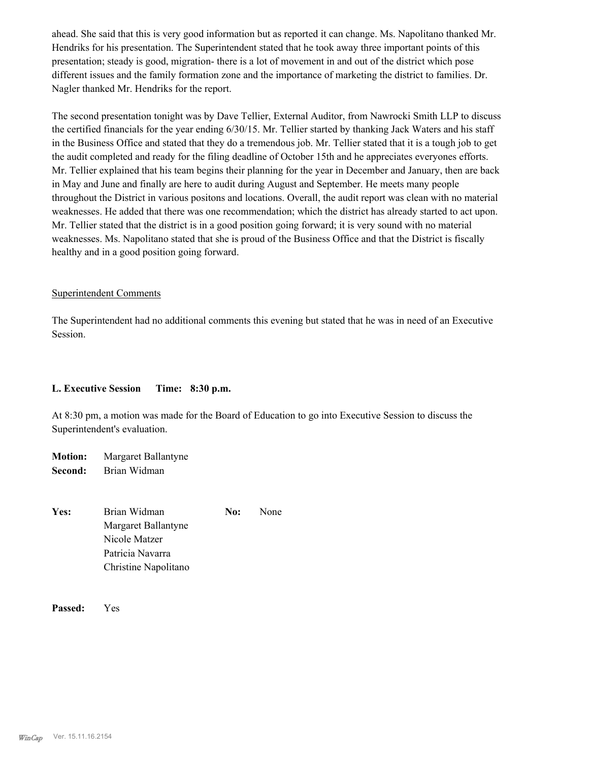ahead. She said that this is very good information but as reported it can change. Ms. Napolitano thanked Mr. Hendriks for his presentation. The Superintendent stated that he took away three important points of this presentation; steady is good, migration- there is a lot of movement in and out of the district which pose different issues and the family formation zone and the importance of marketing the district to families. Dr. Nagler thanked Mr. Hendriks for the report.

The second presentation tonight was by Dave Tellier, External Auditor, from Nawrocki Smith LLP to discuss the certified financials for the year ending 6/30/15. Mr. Tellier started by thanking Jack Waters and his staff in the Business Office and stated that they do a tremendous job. Mr. Tellier stated that it is a tough job to get the audit completed and ready for the filing deadline of October 15th and he appreciates everyones efforts. Mr. Tellier explained that his team begins their planning for the year in December and January, then are back in May and June and finally are here to audit during August and September. He meets many people throughout the District in various positons and locations. Overall, the audit report was clean with no material weaknesses. He added that there was one recommendation; which the district has already started to act upon. Mr. Tellier stated that the district is in a good position going forward; it is very sound with no material weaknesses. Ms. Napolitano stated that she is proud of the Business Office and that the District is fiscally healthy and in a good position going forward.

Superintendent Comments

The Superintendent had no additional comments this evening but stated that he was in need of an Executive Session.

**L. Executive Session Time: 8:30 p.m.**

At 8:30 pm, a motion was made for the Board of Education to go into Executive Session to discuss the Superintendent's evaluation.

**Motion:** Margaret Ballantyne
**Second:** Brian Widman

**Yes:** Brian Widman
Margaret Ballantyne
Nicole Matzer
Patricia Navarra
Christine Napolitano

**No:** None

**Passed:** Yes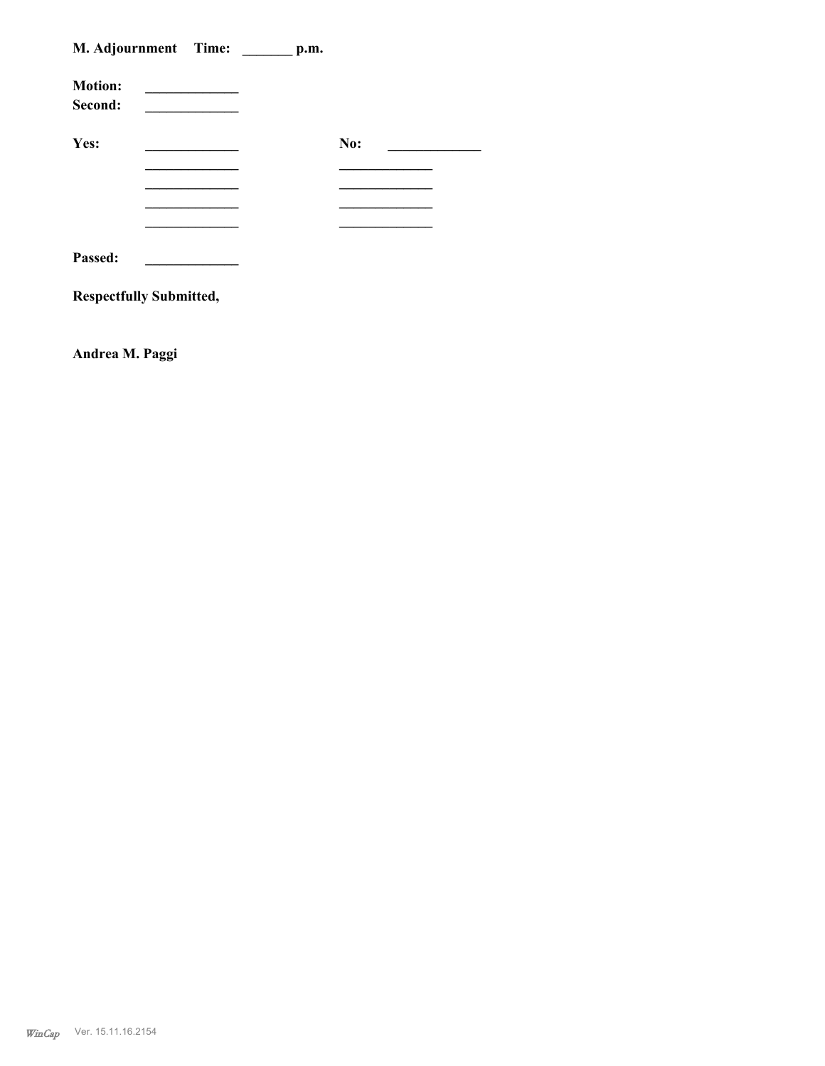**M. Adjournment Time: _______ p.m.**

**Motion:** _____________
**Second:** _____________

| | | | |
|---|---|---|---|
| **Yes:** | _____________ | **No:** | _____________ |
| | _____________ | | _____________ |
| | _____________ | | _____________ |
| | _____________ | | _____________ |
| | _____________ | | _____________ |

**Passed:** _____________

**Respectfully Submitted,**

**Andrea M. Paggi**

WinCap Ver. 15.11.16.2154